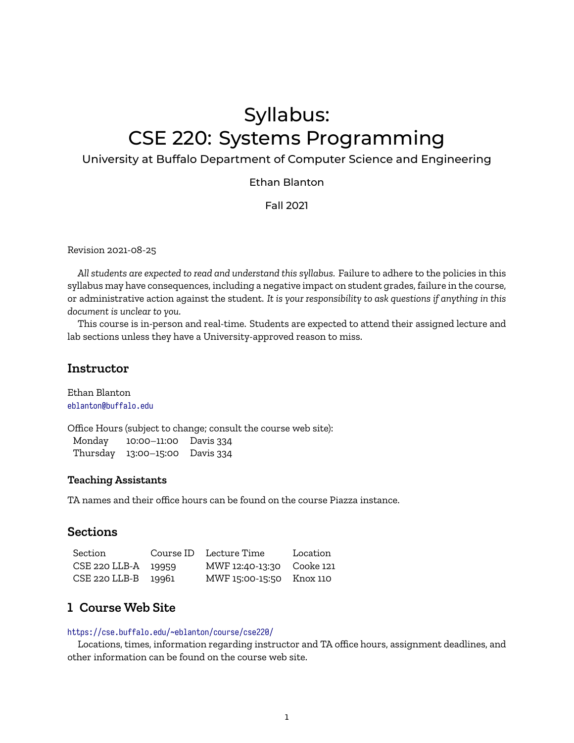# Syllabus:
# CSE 220: Systems Programming

University at Buffalo Department of Computer Science and Engineering

Ethan Blanton

Fall 2021

Revision 2021-08-25

*All students are expected to read and understand this syllabus.* Failure to adhere to the policies in this syllabus may have consequences, including a negative impact on student grades, failure in the course, or administrative action against the student. *It is your responsibility to ask questions if anything in this document is unclear to you.*

This course is in-person and real-time. Students are expected to attend their assigned lecture and lab sections unless they have a University-approved reason to miss.

## Instructor

Ethan Blanton
eblanton@buffalo.edu

Office Hours (subject to change; consult the course web site):

| | | |
|---|---|---|
| Monday | 10:00–11:00 | Davis 334 |
| Thursday | 13:00–15:00 | Davis 334 |

### Teaching Assistants

TA names and their office hours can be found on the course Piazza instance.

## Sections

| Section | Course ID | Lecture Time | Location |
|---|---|---|---|
| CSE 220 LLB-A | 19959 | MWF 12:40-13:30 | Cooke 121 |
| CSE 220 LLB-B | 19961 | MWF 15:00-15:50 | Knox 110 |

## 1 Course Web Site

https://cse.buffalo.edu/~eblanton/course/cse220/

Locations, times, information regarding instructor and TA office hours, assignment deadlines, and other information can be found on the course web site.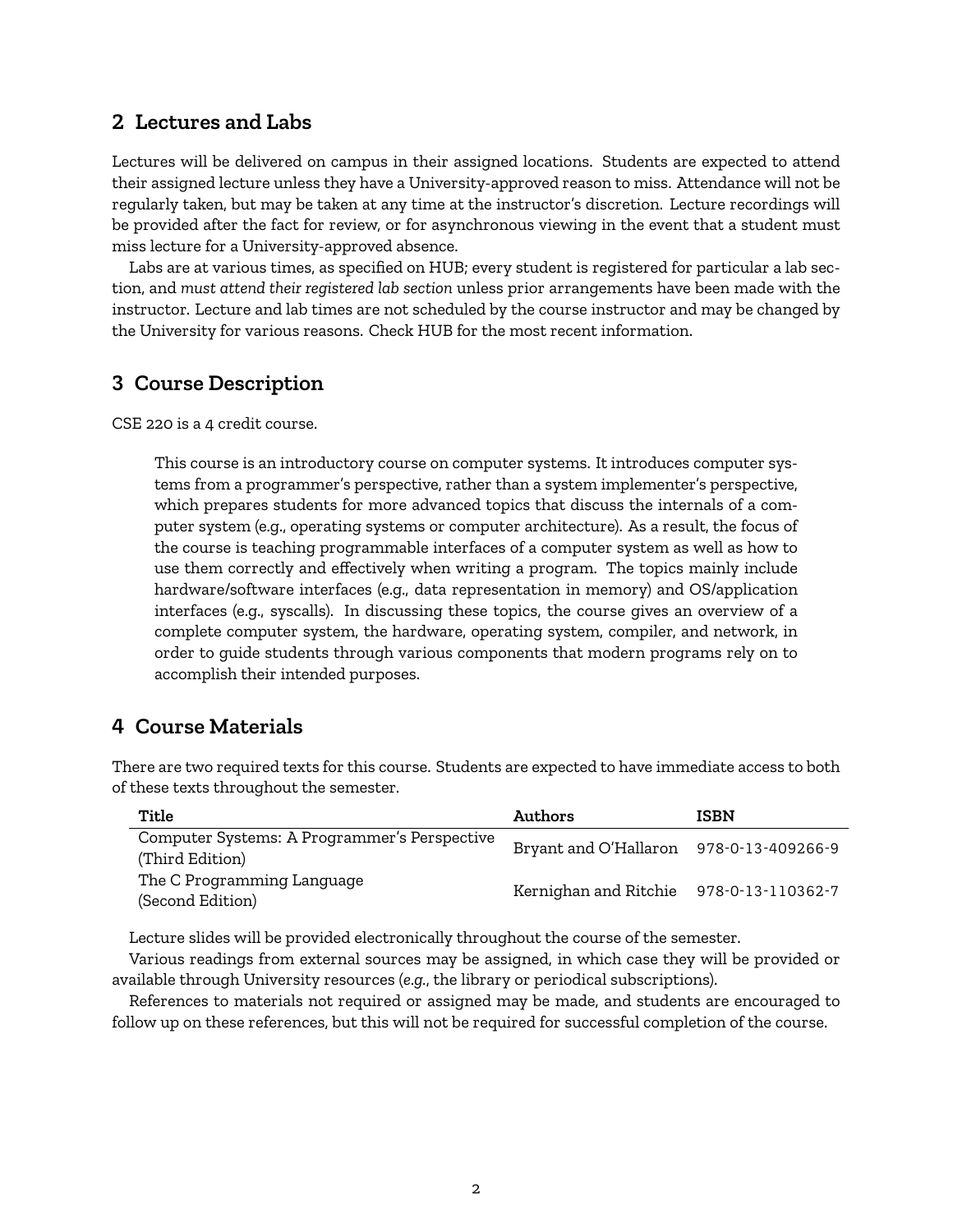## 2 Lectures and Labs

Lectures will be delivered on campus in their assigned locations. Students are expected to attend their assigned lecture unless they have a University-approved reason to miss. Attendance will not be regularly taken, but may be taken at any time at the instructor's discretion. Lecture recordings will be provided after the fact for review, or for asynchronous viewing in the event that a student must miss lecture for a University-approved absence.

Labs are at various times, as specified on HUB; every student is registered for particular a lab section, and *must attend their registered lab section* unless prior arrangements have been made with the instructor. Lecture and lab times are not scheduled by the course instructor and may be changed by the University for various reasons. Check HUB for the most recent information.

## 3 Course Description

CSE 220 is a 4 credit course.

> This course is an introductory course on computer systems. It introduces computer systems from a programmer's perspective, rather than a system implementer's perspective, which prepares students for more advanced topics that discuss the internals of a computer system (e.g., operating systems or computer architecture). As a result, the focus of the course is teaching programmable interfaces of a computer system as well as how to use them correctly and effectively when writing a program. The topics mainly include hardware/software interfaces (e.g., data representation in memory) and OS/application interfaces (e.g., syscalls). In discussing these topics, the course gives an overview of a complete computer system, the hardware, operating system, compiler, and network, in order to guide students through various components that modern programs rely on to accomplish their intended purposes.

## 4 Course Materials

There are two required texts for this course. Students are expected to have immediate access to both of these texts throughout the semester.

| Title | Authors | ISBN |
|---|---|---|
| Computer Systems: A Programmer's Perspective (Third Edition) | Bryant and O'Hallaron | 978-0-13-409266-9 |
| The C Programming Language (Second Edition) | Kernighan and Ritchie | 978-0-13-110362-7 |

Lecture slides will be provided electronically throughout the course of the semester.

Various readings from external sources may be assigned, in which case they will be provided or available through University resources (*e.g.*, the library or periodical subscriptions).

References to materials not required or assigned may be made, and students are encouraged to follow up on these references, but this will not be required for successful completion of the course.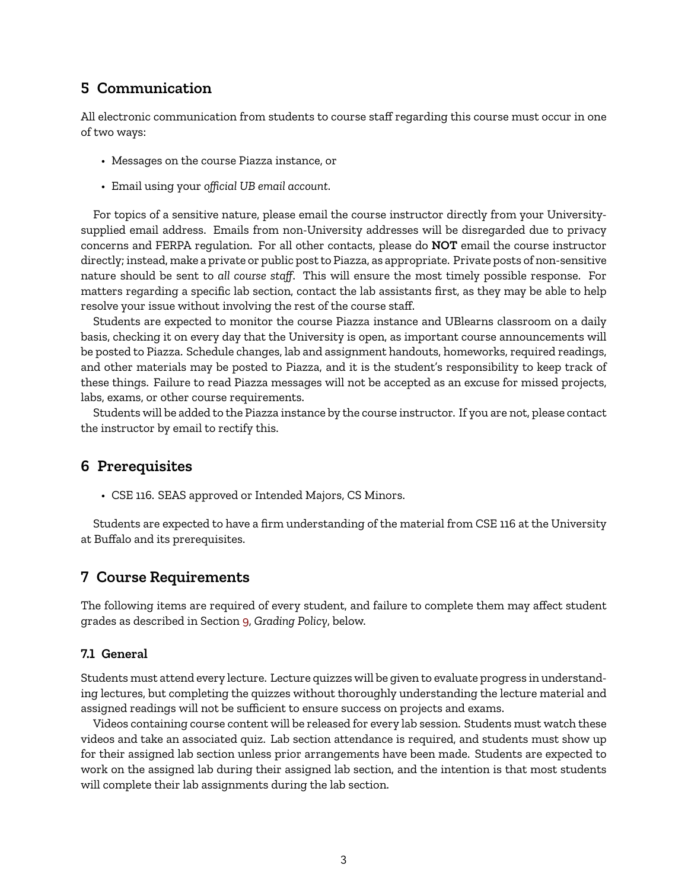## 5 Communication

All electronic communication from students to course staff regarding this course must occur in one of two ways:

- Messages on the course Piazza instance, or
- Email using your *official UB email account*.

For topics of a sensitive nature, please email the course instructor directly from your University-supplied email address. Emails from non-University addresses will be disregarded due to privacy concerns and FERPA regulation. For all other contacts, please do **NOT** email the course instructor directly; instead, make a private or public post to Piazza, as appropriate. Private posts of non-sensitive nature should be sent to *all course staff*. This will ensure the most timely possible response. For matters regarding a specific lab section, contact the lab assistants first, as they may be able to help resolve your issue without involving the rest of the course staff.

Students are expected to monitor the course Piazza instance and UBlearns classroom on a daily basis, checking it on every day that the University is open, as important course announcements will be posted to Piazza. Schedule changes, lab and assignment handouts, homeworks, required readings, and other materials may be posted to Piazza, and it is the student's responsibility to keep track of these things. Failure to read Piazza messages will not be accepted as an excuse for missed projects, labs, exams, or other course requirements.

Students will be added to the Piazza instance by the course instructor. If you are not, please contact the instructor by email to rectify this.

## 6 Prerequisites

- CSE 116. SEAS approved or Intended Majors, CS Minors.

Students are expected to have a firm understanding of the material from CSE 116 at the University at Buffalo and its prerequisites.

## 7 Course Requirements

The following items are required of every student, and failure to complete them may affect student grades as described in Section 9, *Grading Policy*, below.

### 7.1 General

Students must attend every lecture. Lecture quizzes will be given to evaluate progress in understanding lectures, but completing the quizzes without thoroughly understanding the lecture material and assigned readings will not be sufficient to ensure success on projects and exams.

Videos containing course content will be released for every lab session. Students must watch these videos and take an associated quiz. Lab section attendance is required, and students must show up for their assigned lab section unless prior arrangements have been made. Students are expected to work on the assigned lab during their assigned lab section, and the intention is that most students will complete their lab assignments during the lab section.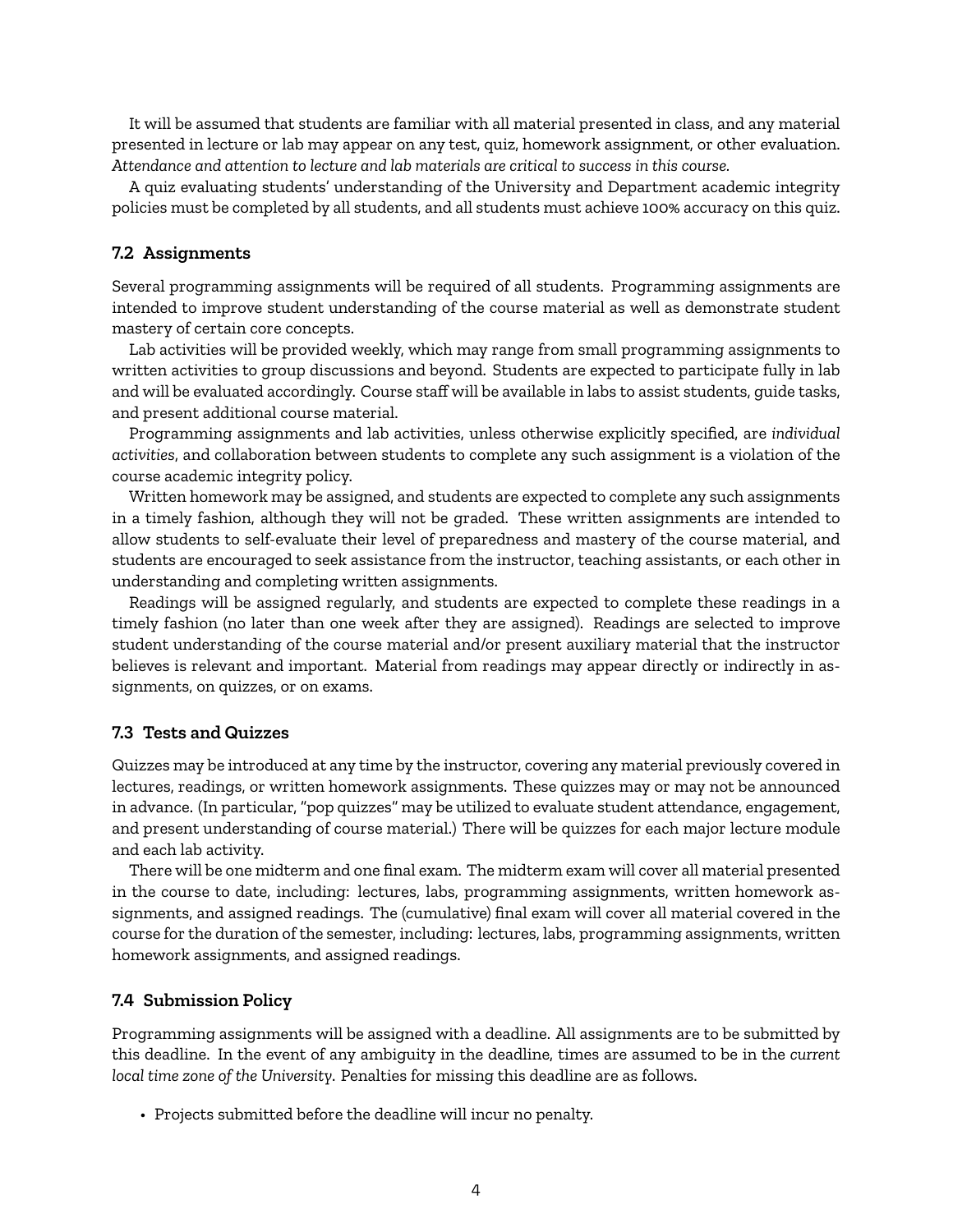It will be assumed that students are familiar with all material presented in class, and any material presented in lecture or lab may appear on any test, quiz, homework assignment, or other evaluation. *Attendance and attention to lecture and lab materials are critical to success in this course.*

A quiz evaluating students' understanding of the University and Department academic integrity policies must be completed by all students, and all students must achieve 100% accuracy on this quiz.

### 7.2 Assignments

Several programming assignments will be required of all students. Programming assignments are intended to improve student understanding of the course material as well as demonstrate student mastery of certain core concepts.

Lab activities will be provided weekly, which may range from small programming assignments to written activities to group discussions and beyond. Students are expected to participate fully in lab and will be evaluated accordingly. Course staff will be available in labs to assist students, guide tasks, and present additional course material.

Programming assignments and lab activities, unless otherwise explicitly specified, are *individual activities*, and collaboration between students to complete any such assignment is a violation of the course academic integrity policy.

Written homework may be assigned, and students are expected to complete any such assignments in a timely fashion, although they will not be graded. These written assignments are intended to allow students to self-evaluate their level of preparedness and mastery of the course material, and students are encouraged to seek assistance from the instructor, teaching assistants, or each other in understanding and completing written assignments.

Readings will be assigned regularly, and students are expected to complete these readings in a timely fashion (no later than one week after they are assigned). Readings are selected to improve student understanding of the course material and/or present auxiliary material that the instructor believes is relevant and important. Material from readings may appear directly or indirectly in assignments, on quizzes, or on exams.

### 7.3 Tests and Quizzes

Quizzes may be introduced at any time by the instructor, covering any material previously covered in lectures, readings, or written homework assignments. These quizzes may or may not be announced in advance. (In particular, "pop quizzes" may be utilized to evaluate student attendance, engagement, and present understanding of course material.) There will be quizzes for each major lecture module and each lab activity.

There will be one midterm and one final exam. The midterm exam will cover all material presented in the course to date, including: lectures, labs, programming assignments, written homework assignments, and assigned readings. The (cumulative) final exam will cover all material covered in the course for the duration of the semester, including: lectures, labs, programming assignments, written homework assignments, and assigned readings.

### 7.4 Submission Policy

Programming assignments will be assigned with a deadline. All assignments are to be submitted by this deadline. In the event of any ambiguity in the deadline, times are assumed to be in the *current local time zone of the University*. Penalties for missing this deadline are as follows.

- Projects submitted before the deadline will incur no penalty.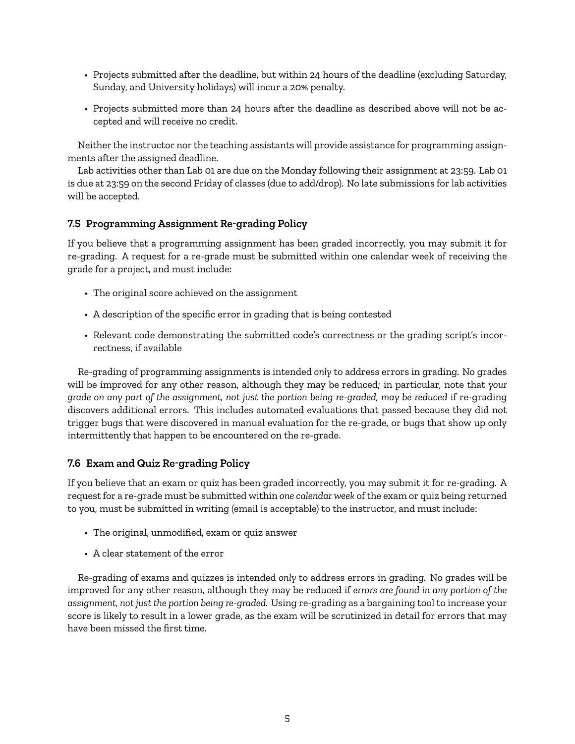- Projects submitted after the deadline, but within 24 hours of the deadline (excluding Saturday, Sunday, and University holidays) will incur a 20% penalty.
- Projects submitted more than 24 hours after the deadline as described above will not be accepted and will receive no credit.

Neither the instructor nor the teaching assistants will provide assistance for programming assignments after the assigned deadline.

Lab activities other than Lab 01 are due on the Monday following their assignment at 23:59. Lab 01 is due at 23:59 on the second Friday of classes (due to add/drop). No late submissions for lab activities will be accepted.

### 7.5 Programming Assignment Re-grading Policy

If you believe that a programming assignment has been graded incorrectly, you may submit it for re-grading. A request for a re-grade must be submitted within one calendar week of receiving the grade for a project, and must include:

- The original score achieved on the assignment
- A description of the specific error in grading that is being contested
- Relevant code demonstrating the submitted code's correctness or the grading script's incorrectness, if available

Re-grading of programming assignments is intended *only* to address errors in grading. No grades will be improved for any other reason, although they may be reduced; in particular, note that *your grade on any part of the assignment, not just the portion being re-graded, may be reduced* if re-grading discovers additional errors. This includes automated evaluations that passed because they did not trigger bugs that were discovered in manual evaluation for the re-grade, or bugs that show up only intermittently that happen to be encountered on the re-grade.

### 7.6 Exam and Quiz Re-grading Policy

If you believe that an exam or quiz has been graded incorrectly, you may submit it for re-grading. A request for a re-grade must be submitted within *one calendar week* of the exam or quiz being returned to you, must be submitted in writing (email is acceptable) to the instructor, and must include:

- The original, unmodified, exam or quiz answer
- A clear statement of the error

Re-grading of exams and quizzes is intended *only* to address errors in grading. No grades will be improved for any other reason, although they may be reduced if *errors are found in any portion of the assignment, not just the portion being re-graded.* Using re-grading as a bargaining tool to increase your score is likely to result in a lower grade, as the exam will be scrutinized in detail for errors that may have been missed the first time.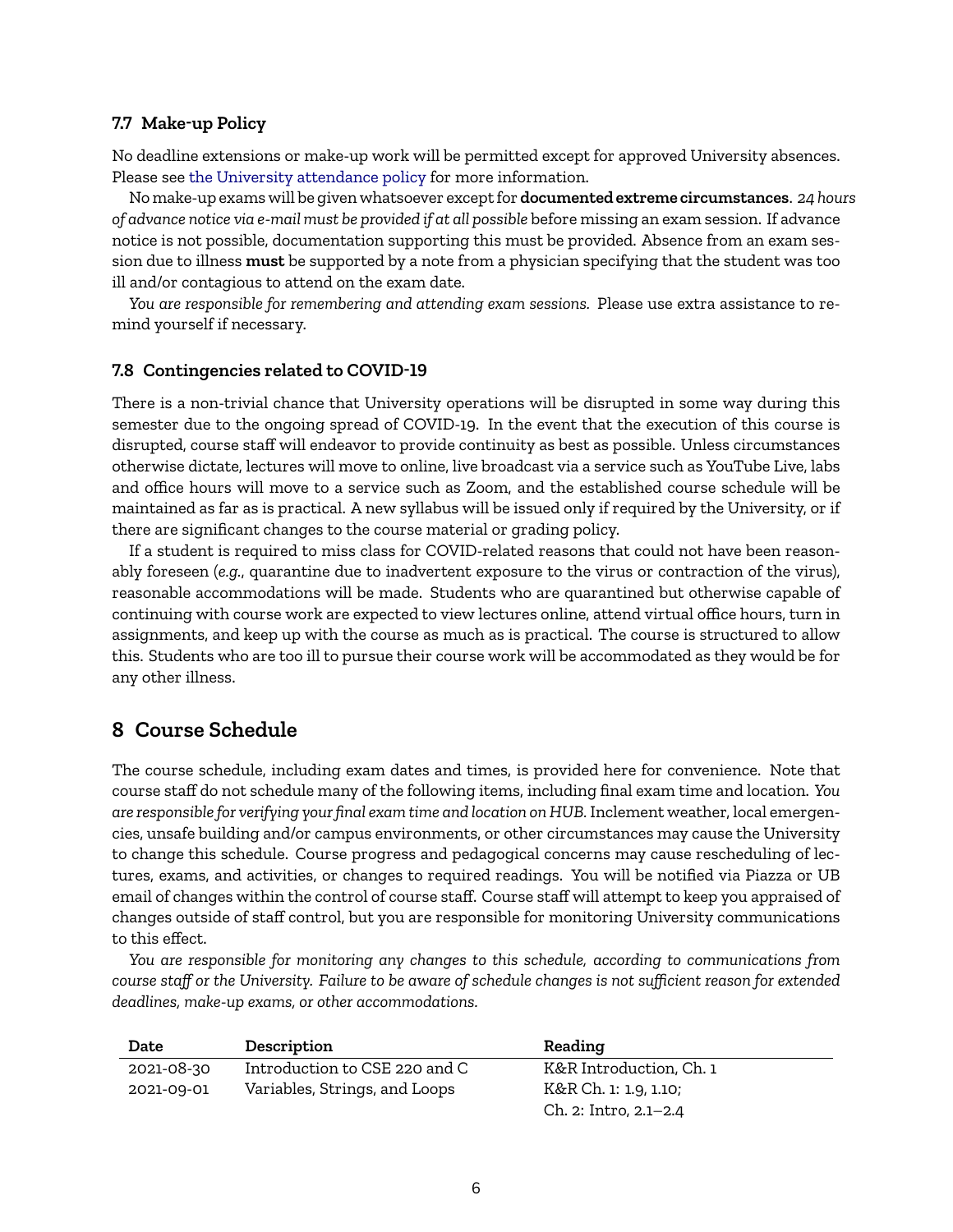### 7.7 Make-up Policy

No deadline extensions or make-up work will be permitted except for approved University absences. Please see the University attendance policy for more information.

No make-up exams will be given whatsoever except for **documented extreme circumstances**. *24 hours of advance notice via e-mail must be provided if at all possible* before missing an exam session. If advance notice is not possible, documentation supporting this must be provided. Absence from an exam session due to illness **must** be supported by a note from a physician specifying that the student was too ill and/or contagious to attend on the exam date.

*You are responsible for remembering and attending exam sessions.* Please use extra assistance to remind yourself if necessary.

### 7.8 Contingencies related to COVID-19

There is a non-trivial chance that University operations will be disrupted in some way during this semester due to the ongoing spread of COVID-19. In the event that the execution of this course is disrupted, course staff will endeavor to provide continuity as best as possible. Unless circumstances otherwise dictate, lectures will move to online, live broadcast via a service such as YouTube Live, labs and office hours will move to a service such as Zoom, and the established course schedule will be maintained as far as is practical. A new syllabus will be issued only if required by the University, or if there are significant changes to the course material or grading policy.

If a student is required to miss class for COVID-related reasons that could not have been reasonably foreseen (*e.g.*, quarantine due to inadvertent exposure to the virus or contraction of the virus), reasonable accommodations will be made. Students who are quarantined but otherwise capable of continuing with course work are expected to view lectures online, attend virtual office hours, turn in assignments, and keep up with the course as much as is practical. The course is structured to allow this. Students who are too ill to pursue their course work will be accommodated as they would be for any other illness.

## 8 Course Schedule

The course schedule, including exam dates and times, is provided here for convenience. Note that course staff do not schedule many of the following items, including final exam time and location. *You are responsible for verifying your final exam time and location on HUB.* Inclement weather, local emergencies, unsafe building and/or campus environments, or other circumstances may cause the University to change this schedule. Course progress and pedagogical concerns may cause rescheduling of lectures, exams, and activities, or changes to required readings. You will be notified via Piazza or UB email of changes within the control of course staff. Course staff will attempt to keep you appraised of changes outside of staff control, but you are responsible for monitoring University communications to this effect.

*You are responsible for monitoring any changes to this schedule, according to communications from course staff or the University. Failure to be aware of schedule changes is not sufficient reason for extended deadlines, make-up exams, or other accommodations.*

| Date | Description | Reading |
|---|---|---|
| 2021-08-30 | Introduction to CSE 220 and C | K&R Introduction, Ch. 1 |
| 2021-09-01 | Variables, Strings, and Loops | K&R Ch. 1: 1.9, 1.10; Ch. 2: Intro, 2.1–2.4 |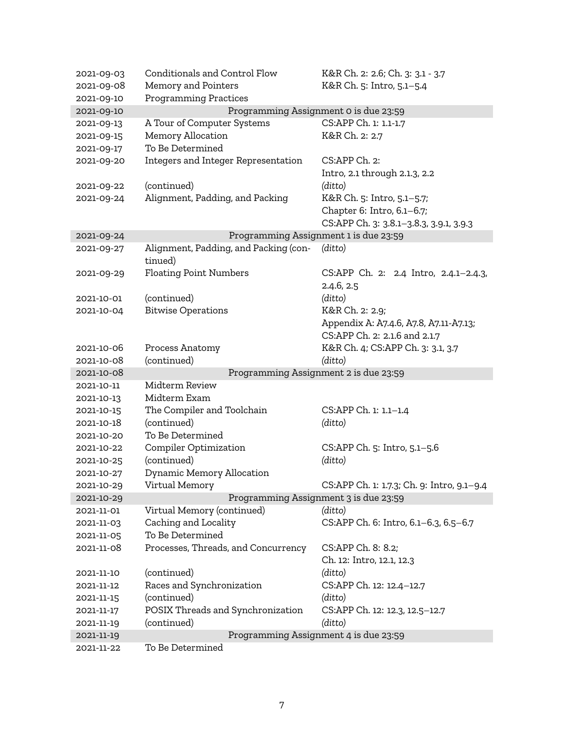| | | |
|---|---|---|
| 2021-09-03 | Conditionals and Control Flow | K&R Ch. 2: 2.6; Ch. 3: 3.1 - 3.7 |
| 2021-09-08 | Memory and Pointers | K&R Ch. 5: Intro, 5.1–5.4 |
| 2021-09-10 | Programming Practices | |
| 2021-09-10 | Programming Assignment 0 is due 23:59 | |
| 2021-09-13 | A Tour of Computer Systems | CS:APP Ch. 1: 1.1-1.7 |
| 2021-09-15 | Memory Allocation | K&R Ch. 2: 2.7 |
| 2021-09-17 | To Be Determined | |
| 2021-09-20 | Integers and Integer Representation | CS:APP Ch. 2: Intro, 2.1 through 2.1.3, 2.2 |
| 2021-09-22 | (continued) | *(ditto)* |
| 2021-09-24 | Alignment, Padding, and Packing | K&R Ch. 5: Intro, 5.1–5.7; Chapter 6: Intro, 6.1–6.7; CS:APP Ch. 3: 3.8.1–3.8.3, 3.9.1, 3.9.3 |
| 2021-09-24 | Programming Assignment 1 is due 23:59 | |
| 2021-09-27 | Alignment, Padding, and Packing (continued) | *(ditto)* |
| 2021-09-29 | Floating Point Numbers | CS:APP Ch. 2: 2.4 Intro, 2.4.1–2.4.3, 2.4.6, 2.5 |
| 2021-10-01 | (continued) | *(ditto)* |
| 2021-10-04 | Bitwise Operations | K&R Ch. 2: 2.9; Appendix A: A7.4.6, A7.8, A7.11-A7.13; CS:APP Ch. 2: 2.1.6 and 2.1.7 |
| 2021-10-06 | Process Anatomy | K&R Ch. 4; CS:APP Ch. 3: 3.1, 3.7 |
| 2021-10-08 | (continued) | *(ditto)* |
| 2021-10-08 | Programming Assignment 2 is due 23:59 | |
| 2021-10-11 | Midterm Review | |
| 2021-10-13 | Midterm Exam | |
| 2021-10-15 | The Compiler and Toolchain | CS:APP Ch. 1: 1.1–1.4 |
| 2021-10-18 | (continued) | *(ditto)* |
| 2021-10-20 | To Be Determined | |
| 2021-10-22 | Compiler Optimization | CS:APP Ch. 5: Intro, 5.1–5.6 |
| 2021-10-25 | (continued) | *(ditto)* |
| 2021-10-27 | Dynamic Memory Allocation | |
| 2021-10-29 | Virtual Memory | CS:APP Ch. 1: 1.7.3; Ch. 9: Intro, 9.1–9.4 |
| 2021-10-29 | Programming Assignment 3 is due 23:59 | |
| 2021-11-01 | Virtual Memory (continued) | *(ditto)* |
| 2021-11-03 | Caching and Locality | CS:APP Ch. 6: Intro, 6.1–6.3, 6.5–6.7 |
| 2021-11-05 | To Be Determined | |
| 2021-11-08 | Processes, Threads, and Concurrency | CS:APP Ch. 8: 8.2; Ch. 12: Intro, 12.1, 12.3 |
| 2021-11-10 | (continued) | *(ditto)* |
| 2021-11-12 | Races and Synchronization | CS:APP Ch. 12: 12.4–12.7 |
| 2021-11-15 | (continued) | *(ditto)* |
| 2021-11-17 | POSIX Threads and Synchronization | CS:APP Ch. 12: 12.3, 12.5–12.7 |
| 2021-11-19 | (continued) | *(ditto)* |
| 2021-11-19 | Programming Assignment 4 is due 23:59 | |
| 2021-11-22 | To Be Determined | |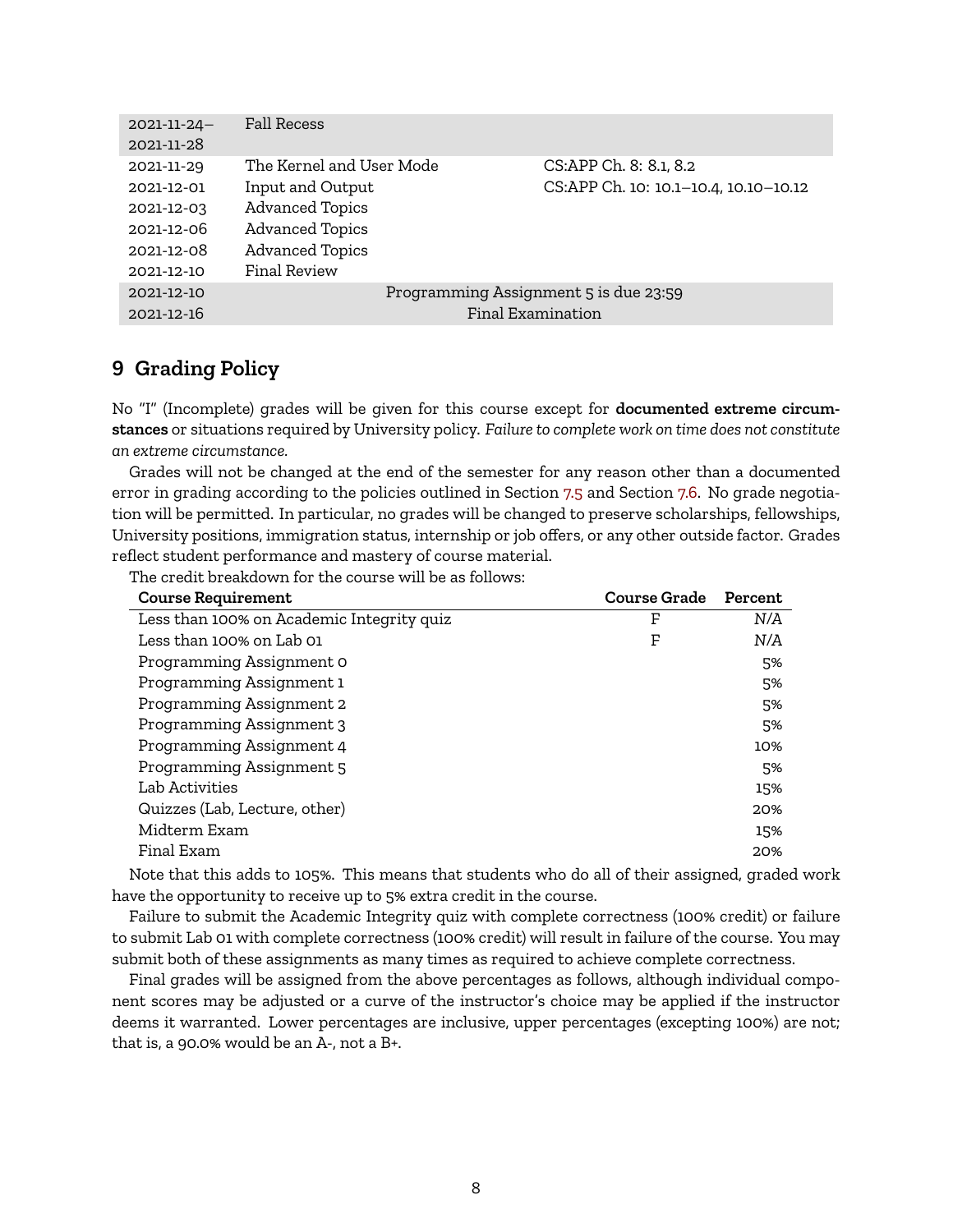| | | |
|---|---|---|
| 2021-11-24–2021-11-28 | Fall Recess | |
| 2021-11-29 | The Kernel and User Mode | CS:APP Ch. 8: 8.1, 8.2 |
| 2021-12-01 | Input and Output | CS:APP Ch. 10: 10.1–10.4, 10.10–10.12 |
| 2021-12-03 | Advanced Topics | |
| 2021-12-06 | Advanced Topics | |
| 2021-12-08 | Advanced Topics | |
| 2021-12-10 | Final Review | |
| 2021-12-10 | Programming Assignment 5 is due 23:59 | |
| 2021-12-16 | Final Examination | |

## 9 Grading Policy

No "I" (Incomplete) grades will be given for this course except for **documented extreme circumstances** or situations required by University policy. *Failure to complete work on time does not constitute an extreme circumstance.*

Grades will not be changed at the end of the semester for any reason other than a documented error in grading according to the policies outlined in Section 7.5 and Section 7.6. No grade negotiation will be permitted. In particular, no grades will be changed to preserve scholarships, fellowships, University positions, immigration status, internship or job offers, or any other outside factor. Grades reflect student performance and mastery of course material.

The credit breakdown for the course will be as follows:

| Course Requirement | Course Grade | Percent |
|---|---|---|
| Less than 100% on Academic Integrity quiz | F | N/A |
| Less than 100% on Lab 01 | F | N/A |
| Programming Assignment 0 | | 5% |
| Programming Assignment 1 | | 5% |
| Programming Assignment 2 | | 5% |
| Programming Assignment 3 | | 5% |
| Programming Assignment 4 | | 10% |
| Programming Assignment 5 | | 5% |
| Lab Activities | | 15% |
| Quizzes (Lab, Lecture, other) | | 20% |
| Midterm Exam | | 15% |
| Final Exam | | 20% |

Note that this adds to 105%. This means that students who do all of their assigned, graded work have the opportunity to receive up to 5% extra credit in the course.

Failure to submit the Academic Integrity quiz with complete correctness (100% credit) or failure to submit Lab 01 with complete correctness (100% credit) will result in failure of the course. You may submit both of these assignments as many times as required to achieve complete correctness.

Final grades will be assigned from the above percentages as follows, although individual component scores may be adjusted or a curve of the instructor's choice may be applied if the instructor deems it warranted. Lower percentages are inclusive, upper percentages (excepting 100%) are not; that is, a 90.0% would be an A-, not a B+.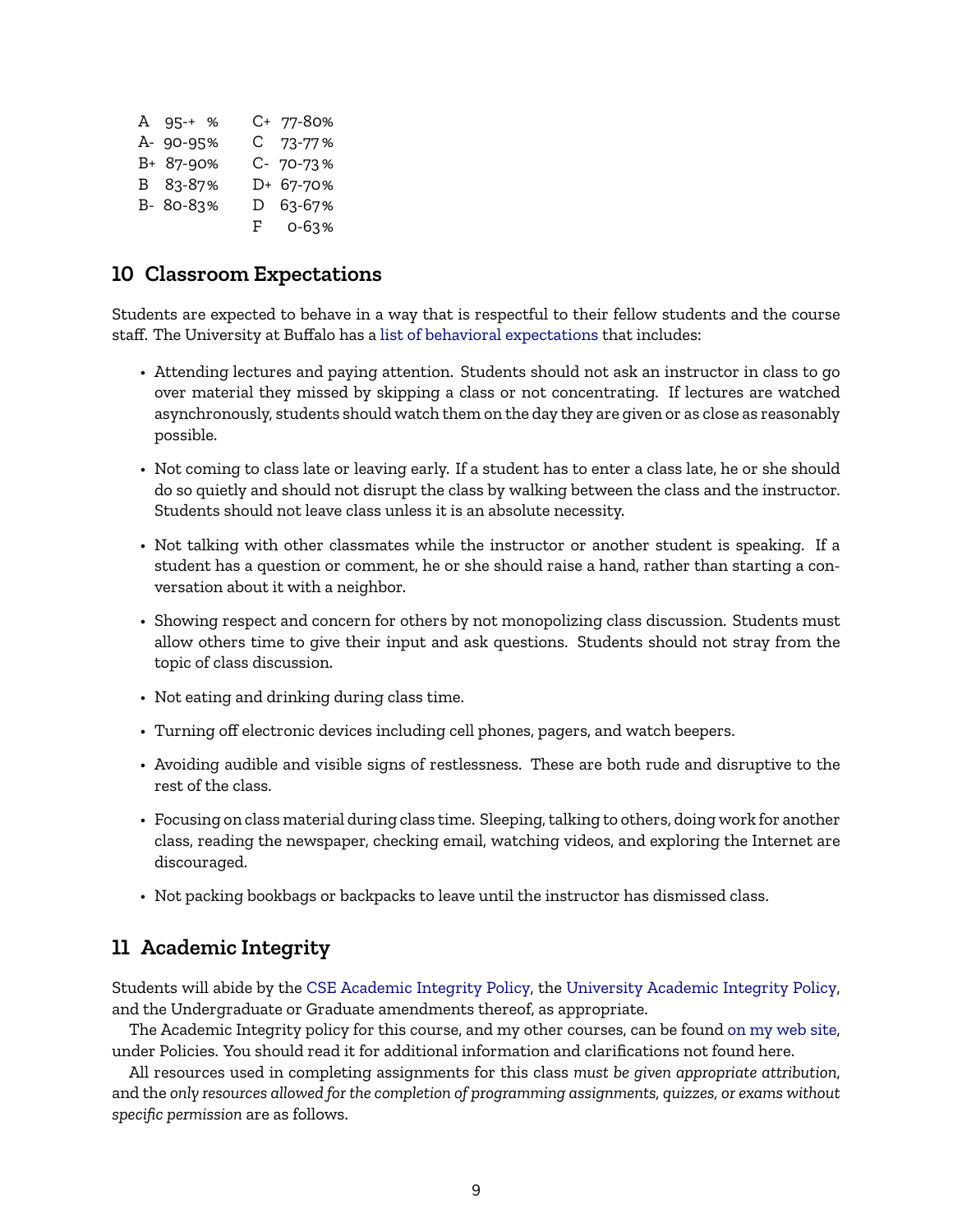| | |
|---|---|
| A 95-+ % | C+ 77-80% |
| A- 90-95% | C 73-77% |
| B+ 87-90% | C- 70-73% |
| B 83-87% | D+ 67-70% |
| B- 80-83% | D 63-67% |
| | F 0-63% |

## 10 Classroom Expectations

Students are expected to behave in a way that is respectful to their fellow students and the course staff. The University at Buffalo has a list of behavioral expectations that includes:

- Attending lectures and paying attention. Students should not ask an instructor in class to go over material they missed by skipping a class or not concentrating. If lectures are watched asynchronously, students should watch them on the day they are given or as close as reasonably possible.
- Not coming to class late or leaving early. If a student has to enter a class late, he or she should do so quietly and should not disrupt the class by walking between the class and the instructor. Students should not leave class unless it is an absolute necessity.
- Not talking with other classmates while the instructor or another student is speaking. If a student has a question or comment, he or she should raise a hand, rather than starting a conversation about it with a neighbor.
- Showing respect and concern for others by not monopolizing class discussion. Students must allow others time to give their input and ask questions. Students should not stray from the topic of class discussion.
- Not eating and drinking during class time.
- Turning off electronic devices including cell phones, pagers, and watch beepers.
- Avoiding audible and visible signs of restlessness. These are both rude and disruptive to the rest of the class.
- Focusing on class material during class time. Sleeping, talking to others, doing work for another class, reading the newspaper, checking email, watching videos, and exploring the Internet are discouraged.
- Not packing bookbags or backpacks to leave until the instructor has dismissed class.

## 11 Academic Integrity

Students will abide by the CSE Academic Integrity Policy, the University Academic Integrity Policy, and the Undergraduate or Graduate amendments thereof, as appropriate.

The Academic Integrity policy for this course, and my other courses, can be found on my web site, under Policies. You should read it for additional information and clarifications not found here.

All resources used in completing assignments for this class *must be given appropriate attribution*, and the *only resources allowed for the completion of programming assignments, quizzes, or exams without specific permission* are as follows.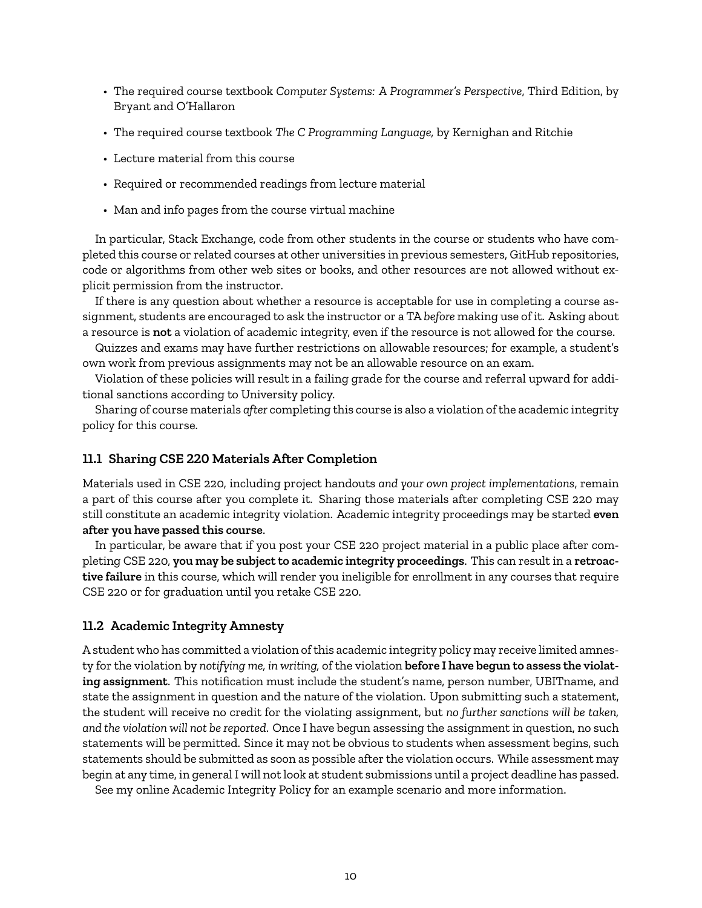- The required course textbook *Computer Systems: A Programmer's Perspective*, Third Edition, by Bryant and O'Hallaron
- The required course textbook *The C Programming Language*, by Kernighan and Ritchie
- Lecture material from this course
- Required or recommended readings from lecture material
- Man and info pages from the course virtual machine

In particular, Stack Exchange, code from other students in the course or students who have completed this course or related courses at other universities in previous semesters, GitHub repositories, code or algorithms from other web sites or books, and other resources are not allowed without explicit permission from the instructor.

If there is any question about whether a resource is acceptable for use in completing a course assignment, students are encouraged to ask the instructor or a TA *before* making use of it. Asking about a resource is **not** a violation of academic integrity, even if the resource is not allowed for the course.

Quizzes and exams may have further restrictions on allowable resources; for example, a student's own work from previous assignments may not be an allowable resource on an exam.

Violation of these policies will result in a failing grade for the course and referral upward for additional sanctions according to University policy.

Sharing of course materials *after* completing this course is also a violation of the academic integrity policy for this course.

### 11.1 Sharing CSE 220 Materials After Completion

Materials used in CSE 220, including project handouts *and your own project implementations*, remain a part of this course after you complete it. Sharing those materials after completing CSE 220 may still constitute an academic integrity violation. Academic integrity proceedings may be started **even after you have passed this course**.

In particular, be aware that if you post your CSE 220 project material in a public place after completing CSE 220, **you may be subject to academic integrity proceedings**. This can result in a **retroactive failure** in this course, which will render you ineligible for enrollment in any courses that require CSE 220 or for graduation until you retake CSE 220.

### 11.2 Academic Integrity Amnesty

A student who has committed a violation of this academic integrity policy may receive limited amnesty for the violation by *notifying me, in writing,* of the violation **before I have begun to assess the violating assignment**. This notification must include the student's name, person number, UBITname, and state the assignment in question and the nature of the violation. Upon submitting such a statement, the student will receive no credit for the violating assignment, but *no further sanctions will be taken, and the violation will not be reported*. Once I have begun assessing the assignment in question, no such statements will be permitted. Since it may not be obvious to students when assessment begins, such statements should be submitted as soon as possible after the violation occurs. While assessment may begin at any time, in general I will not look at student submissions until a project deadline has passed.

See my online Academic Integrity Policy for an example scenario and more information.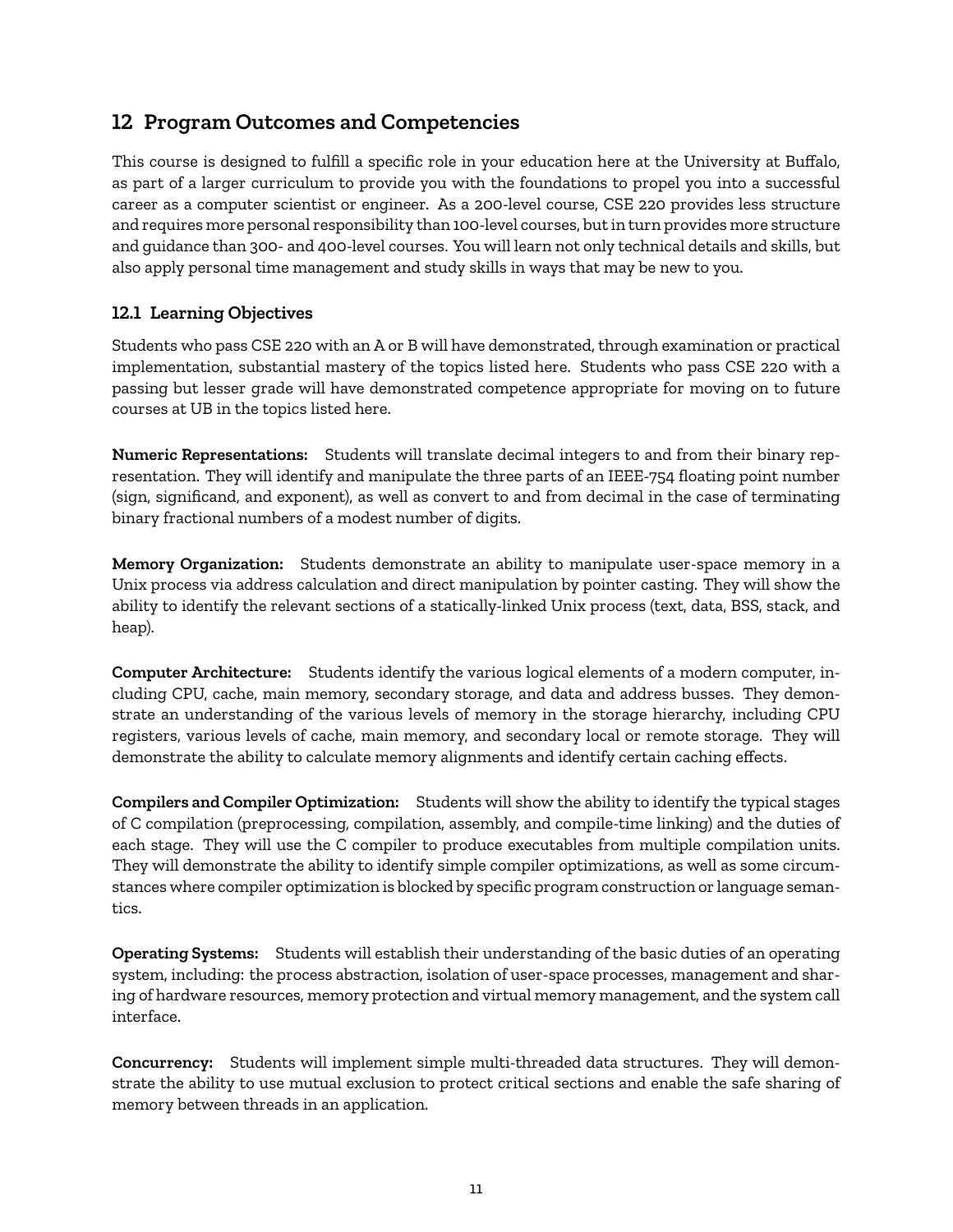## 12 Program Outcomes and Competencies

This course is designed to fulfill a specific role in your education here at the University at Buffalo, as part of a larger curriculum to provide you with the foundations to propel you into a successful career as a computer scientist or engineer. As a 200-level course, CSE 220 provides less structure and requires more personal responsibility than 100-level courses, but in turn provides more structure and guidance than 300- and 400-level courses. You will learn not only technical details and skills, but also apply personal time management and study skills in ways that may be new to you.

### 12.1 Learning Objectives

Students who pass CSE 220 with an A or B will have demonstrated, through examination or practical implementation, substantial mastery of the topics listed here. Students who pass CSE 220 with a passing but lesser grade will have demonstrated competence appropriate for moving on to future courses at UB in the topics listed here.

**Numeric Representations:** Students will translate decimal integers to and from their binary representation. They will identify and manipulate the three parts of an IEEE-754 floating point number (sign, significand, and exponent), as well as convert to and from decimal in the case of terminating binary fractional numbers of a modest number of digits.

**Memory Organization:** Students demonstrate an ability to manipulate user-space memory in a Unix process via address calculation and direct manipulation by pointer casting. They will show the ability to identify the relevant sections of a statically-linked Unix process (text, data, BSS, stack, and heap).

**Computer Architecture:** Students identify the various logical elements of a modern computer, including CPU, cache, main memory, secondary storage, and data and address busses. They demonstrate an understanding of the various levels of memory in the storage hierarchy, including CPU registers, various levels of cache, main memory, and secondary local or remote storage. They will demonstrate the ability to calculate memory alignments and identify certain caching effects.

**Compilers and Compiler Optimization:** Students will show the ability to identify the typical stages of C compilation (preprocessing, compilation, assembly, and compile-time linking) and the duties of each stage. They will use the C compiler to produce executables from multiple compilation units. They will demonstrate the ability to identify simple compiler optimizations, as well as some circumstances where compiler optimization is blocked by specific program construction or language semantics.

**Operating Systems:** Students will establish their understanding of the basic duties of an operating system, including: the process abstraction, isolation of user-space processes, management and sharing of hardware resources, memory protection and virtual memory management, and the system call interface.

**Concurrency:** Students will implement simple multi-threaded data structures. They will demonstrate the ability to use mutual exclusion to protect critical sections and enable the safe sharing of memory between threads in an application.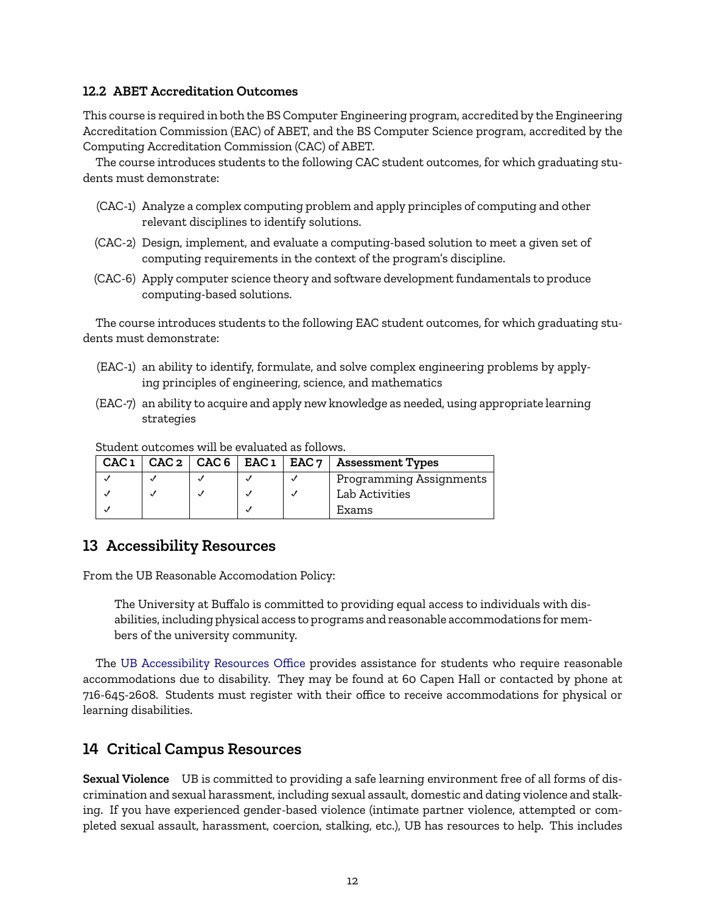### 12.2 ABET Accreditation Outcomes

This course is required in both the BS Computer Engineering program, accredited by the Engineering Accreditation Commission (EAC) of ABET, and the BS Computer Science program, accredited by the Computing Accreditation Commission (CAC) of ABET.

The course introduces students to the following CAC student outcomes, for which graduating students must demonstrate:

- (CAC-1) Analyze a complex computing problem and apply principles of computing and other relevant disciplines to identify solutions.
- (CAC-2) Design, implement, and evaluate a computing-based solution to meet a given set of computing requirements in the context of the program's discipline.
- (CAC-6) Apply computer science theory and software development fundamentals to produce computing-based solutions.

The course introduces students to the following EAC student outcomes, for which graduating students must demonstrate:

- (EAC-1) an ability to identify, formulate, and solve complex engineering problems by applying principles of engineering, science, and mathematics
- (EAC-7) an ability to acquire and apply new knowledge as needed, using appropriate learning strategies

Student outcomes will be evaluated as follows.

| CAC 1 | CAC 2 | CAC 6 | EAC 1 | EAC 7 | Assessment Types |
|---|---|---|---|---|---|
| ✓ | ✓ | ✓ | ✓ | ✓ | Programming Assignments |
| ✓ | ✓ | ✓ | ✓ | ✓ | Lab Activities |
| ✓ | | | ✓ | | Exams |

## 13 Accessibility Resources

From the UB Reasonable Accomodation Policy:

> The University at Buffalo is committed to providing equal access to individuals with disabilities, including physical access to programs and reasonable accommodations for members of the university community.

The UB Accessibility Resources Office provides assistance for students who require reasonable accommodations due to disability. They may be found at 60 Capen Hall or contacted by phone at 716-645-2608. Students must register with their office to receive accommodations for physical or learning disabilities.

## 14 Critical Campus Resources

**Sexual Violence** UB is committed to providing a safe learning environment free of all forms of discrimination and sexual harassment, including sexual assault, domestic and dating violence and stalking. If you have experienced gender-based violence (intimate partner violence, attempted or completed sexual assault, harassment, coercion, stalking, etc.), UB has resources to help. This includes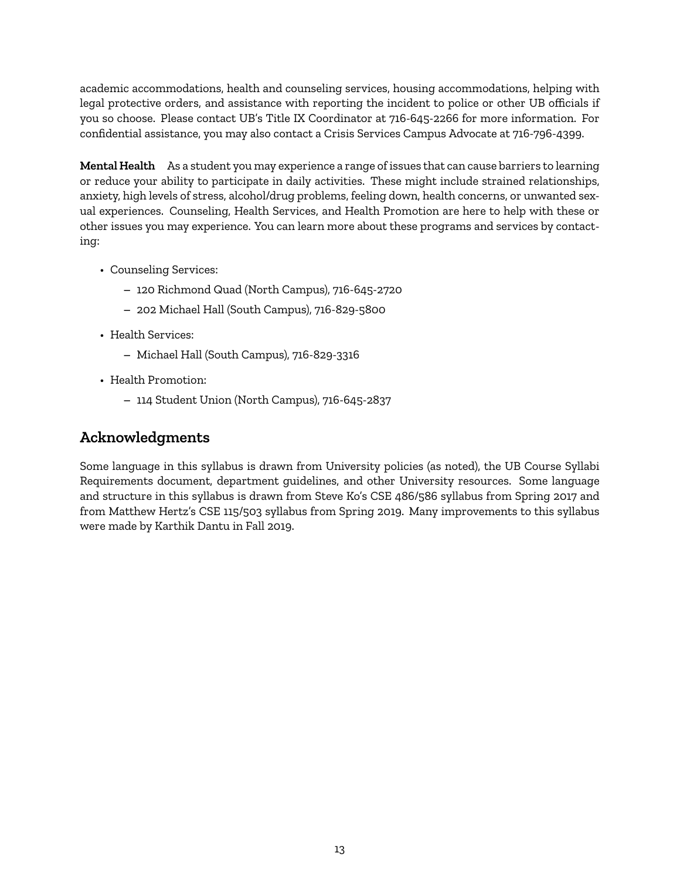academic accommodations, health and counseling services, housing accommodations, helping with legal protective orders, and assistance with reporting the incident to police or other UB officials if you so choose. Please contact UB's Title IX Coordinator at 716-645-2266 for more information. For confidential assistance, you may also contact a Crisis Services Campus Advocate at 716-796-4399.

**Mental Health** As a student you may experience a range of issues that can cause barriers to learning or reduce your ability to participate in daily activities. These might include strained relationships, anxiety, high levels of stress, alcohol/drug problems, feeling down, health concerns, or unwanted sexual experiences. Counseling, Health Services, and Health Promotion are here to help with these or other issues you may experience. You can learn more about these programs and services by contacting:

- Counseling Services:
  - 120 Richmond Quad (North Campus), 716-645-2720
  - 202 Michael Hall (South Campus), 716-829-5800
- Health Services:
  - Michael Hall (South Campus), 716-829-3316
- Health Promotion:
  - 114 Student Union (North Campus), 716-645-2837

## Acknowledgments

Some language in this syllabus is drawn from University policies (as noted), the UB Course Syllabi Requirements document, department guidelines, and other University resources. Some language and structure in this syllabus is drawn from Steve Ko's CSE 486/586 syllabus from Spring 2017 and from Matthew Hertz's CSE 115/503 syllabus from Spring 2019. Many improvements to this syllabus were made by Karthik Dantu in Fall 2019.